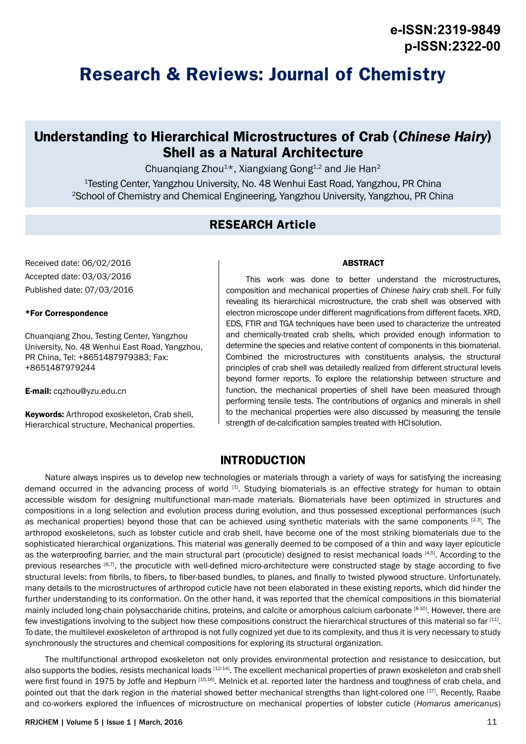# Understanding to Hierarchical Microstructures of Crab (*Chinese Hairy*) Shell as a Natural Architecture

Chuanqiang Zhou[1]*, Xiangxiang Gong[1,2] and Jie Han[2]

[1]Testing Center, Yangzhou University, No. 48 Wenhui East Road, Yangzhou, PR China
[2]School of Chemistry and Chemical Engineering, Yangzhou University, Yangzhou, PR China

## RESEARCH Article

Received date: 06/02/2016
Accepted date: 03/03/2016
Published date: 07/03/2016

**\*For Correspondence**

Chuanqiang Zhou, Testing Center, Yangzhou University, No. 48 Wenhui East Road, Yangzhou, PR China, Tel: +8651487979383; Fax: +8651487979244

**E-mail:** cqzhou@yzu.edu.cn

**Keywords:** Arthropod exoskeleton, Crab shell, Hierarchical structure, Mechanical properties.

### ABSTRACT

This work was done to better understand the microstructures, composition and mechanical properties of *Chinese hairy* crab shell. For fully revealing its hierarchical microstructure, the crab shell was observed with electron microscope under different magnifications from different facets. XRD, EDS, FTIR and TGA techniques have been used to characterize the untreated and chemically-treated crab shells, which provided enough information to determine the species and relative content of components in this biomaterial. Combined the microstructures with constituents analysis, the structural principles of crab shell was detailedly realized from different structural levels beyond former reports. To explore the relationship between structure and function, the mechanical properties of shell have been measured through performing tensile tests. The contributions of organics and minerals in shell to the mechanical properties were also discussed by measuring the tensile strength of de-calcification samples treated with HCl solution.

## INTRODUCTION

Nature always inspires us to develop new technologies or materials through a variety of ways for satisfying the increasing demand occurred in the advancing process of world [1]. Studying biomaterials is an effective strategy for human to obtain accessible wisdom for designing multifunctional man-made materials. Biomaterials have been optimized in structures and compositions in a long selection and evolution process during evolution, and thus possessed exceptional performances (such as mechanical properties) beyond those that can be achieved using synthetic materials with the same components [2,3]. The arthropod exoskeletons, such as lobster cuticle and crab shell, have become one of the most striking biomaterials due to the sophisticated hierarchical organizations. This material was generally deemed to be composed of a thin and waxy layer epicuticle as the waterproofing barrier, and the main structural part (procuticle) designed to resist mechanical loads [4,5]. According to the previous researches [6,7], the procuticle with well-defined micro-architecture were constructed stage by stage according to five structural levels: from fibrils, to fibers, to fiber-based bundles, to planes, and finally to twisted plywood structure. Unfortunately, many details to the microstructures of arthropod cuticle have not been elaborated in these existing reports, which did hinder the further understanding to its conformation. On the other hand, it was reported that the chemical compositions in this biomaterial mainly included long-chain polysaccharide chitins, proteins, and calcite or amorphous calcium carbonate [8-10]. However, there are few investigations involving to the subject how these compositions construct the hierarchical structures of this material so far [11]. To date, the multilevel exoskeleton of arthropod is not fully cognized yet due to its complexity, and thus it is very necessary to study synchronously the structures and chemical compositions for exploring its structural organization.

The multifunctional arthropod exoskeleton not only provides environmental protection and resistance to desiccation, but also supports the bodies, resists mechanical loads [12-14]. The excellent mechanical properties of prawn exoskeleton and crab shell were first found in 1975 by Joffe and Hepburn [15,16]. Melnick et al. reported later the hardness and toughness of crab chela, and pointed out that the dark region in the material showed better mechanical strengths than light-colored one [17]. Recently, Raabe and co-workers explored the influences of microstructure on mechanical properties of lobster cuticle (*Homarus americanus*)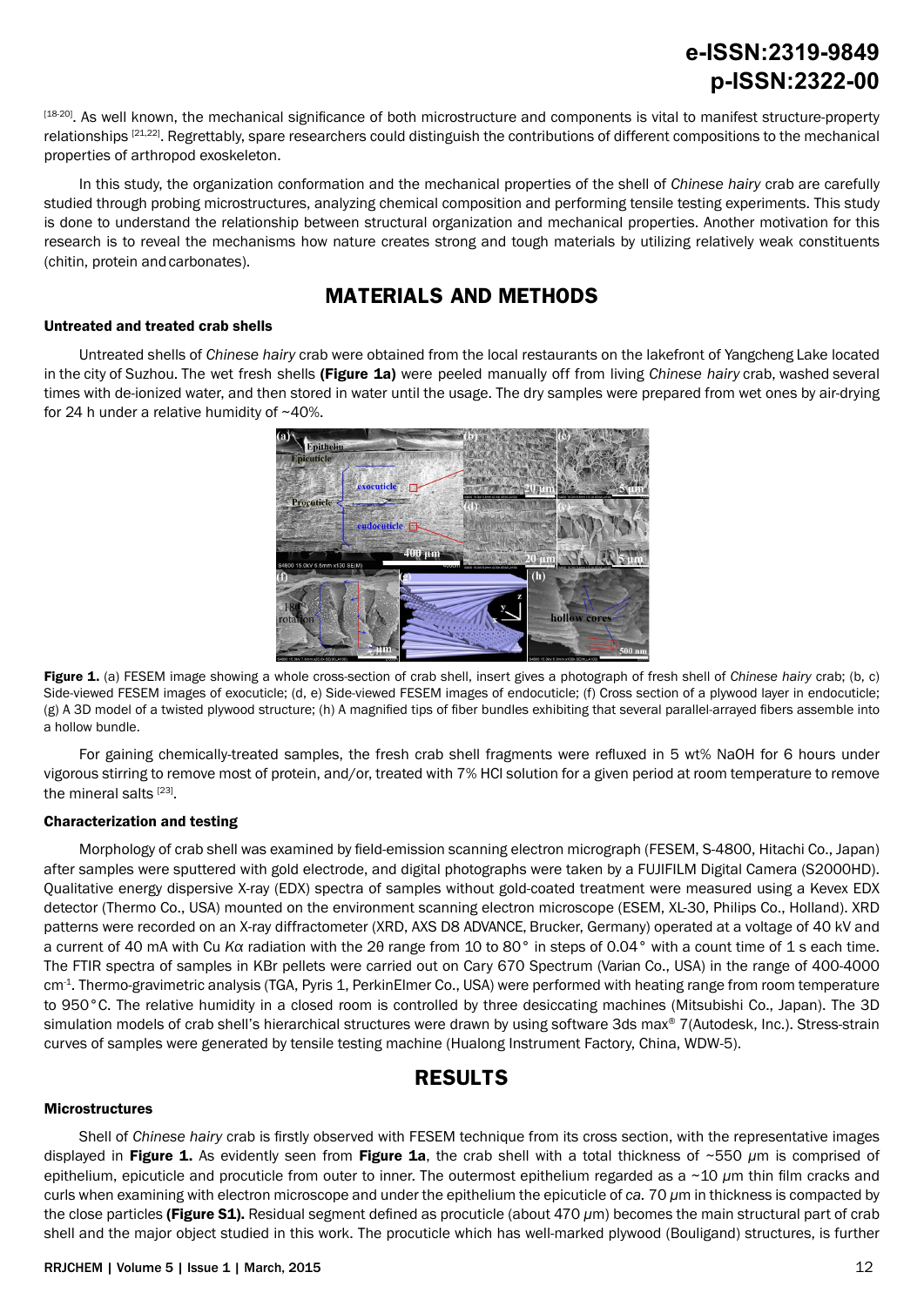[18-20]. As well known, the mechanical significance of both microstructure and components is vital to manifest structure-property relationships [21,22]. Regrettably, spare researchers could distinguish the contributions of different compositions to the mechanical properties of arthropod exoskeleton.

In this study, the organization conformation and the mechanical properties of the shell of *Chinese hairy* crab are carefully studied through probing microstructures, analyzing chemical composition and performing tensile testing experiments. This study is done to understand the relationship between structural organization and mechanical properties. Another motivation for this research is to reveal the mechanisms how nature creates strong and tough materials by utilizing relatively weak constituents (chitin, protein and carbonates).

## MATERIALS AND METHODS

### Untreated and treated crab shells

Untreated shells of *Chinese hairy* crab were obtained from the local restaurants on the lakefront of Yangcheng Lake located in the city of Suzhou. The wet fresh shells **(Figure 1a)** were peeled manually off from living *Chinese hairy* crab, washed several times with de-ionized water, and then stored in water until the usage. The dry samples were prepared from wet ones by air-drying for 24 h under a relative humidity of ~40%.

**Figure 1.** (a) FESEM image showing a whole cross-section of crab shell, insert gives a photograph of fresh shell of *Chinese hairy* crab; (b, c) Side-viewed FESEM images of exocuticle; (d, e) Side-viewed FESEM images of endocuticle; (f) Cross section of a plywood layer in endocuticle; (g) A 3D model of a twisted plywood structure; (h) A magnified tips of fiber bundles exhibiting that several parallel-arrayed fibers assemble into a hollow bundle.

For gaining chemically-treated samples, the fresh crab shell fragments were refluxed in 5 wt% NaOH for 6 hours under vigorous stirring to remove most of protein, and/or, treated with 7% HCl solution for a given period at room temperature to remove the mineral salts [23].

### Characterization and testing

Morphology of crab shell was examined by field-emission scanning electron micrograph (FESEM, S-4800, Hitachi Co., Japan) after samples were sputtered with gold electrode, and digital photographs were taken by a FUJIFILM Digital Camera (S2000HD). Qualitative energy dispersive X-ray (EDX) spectra of samples without gold-coated treatment were measured using a Kevex EDX detector (Thermo Co., USA) mounted on the environment scanning electron microscope (ESEM, XL-30, Philips Co., Holland). XRD patterns were recorded on an X-ray diffractometer (XRD, AXS D8 ADVANCE, Brucker, Germany) operated at a voltage of 40 kV and a current of 40 mA with Cu $K\alpha$ radiation with the 2θ range from 10 to 80° in steps of 0.04° with a count time of 1 s each time. The FTIR spectra of samples in KBr pellets were carried out on Cary 670 Spectrum (Varian Co., USA) in the range of 400-4000 $cm^{-1}$. Thermo-gravimetric analysis (TGA, Pyris 1, PerkinElmer Co., USA) were performed with heating range from room temperature to 950°C. The relative humidity in a closed room is controlled by three desiccating machines (Mitsubishi Co., Japan). The 3D simulation models of crab shell's hierarchical structures were drawn by using software 3ds max® 7(Autodesk, Inc.). Stress-strain curves of samples were generated by tensile testing machine (Hualong Instrument Factory, China, WDW-5).

## RESULTS

### Microstructures

Shell of *Chinese hairy* crab is firstly observed with FESEM technique from its cross section, with the representative images displayed in **Figure 1.** As evidently seen from **Figure 1a**, the crab shell with a total thickness of ~550 *μ*m is comprised of epithelium, epicuticle and procuticle from outer to inner. The outermost epithelium regarded as a ~10 *μ*m thin film cracks and curls when examining with electron microscope and under the epithelium the epicuticle of *ca*. 70 *μ*m in thickness is compacted by the close particles **(Figure S1).** Residual segment defined as procuticle (about 470 *μ*m) becomes the main structural part of crab shell and the major object studied in this work. The procuticle which has well-marked plywood (Bouligand) structures, is further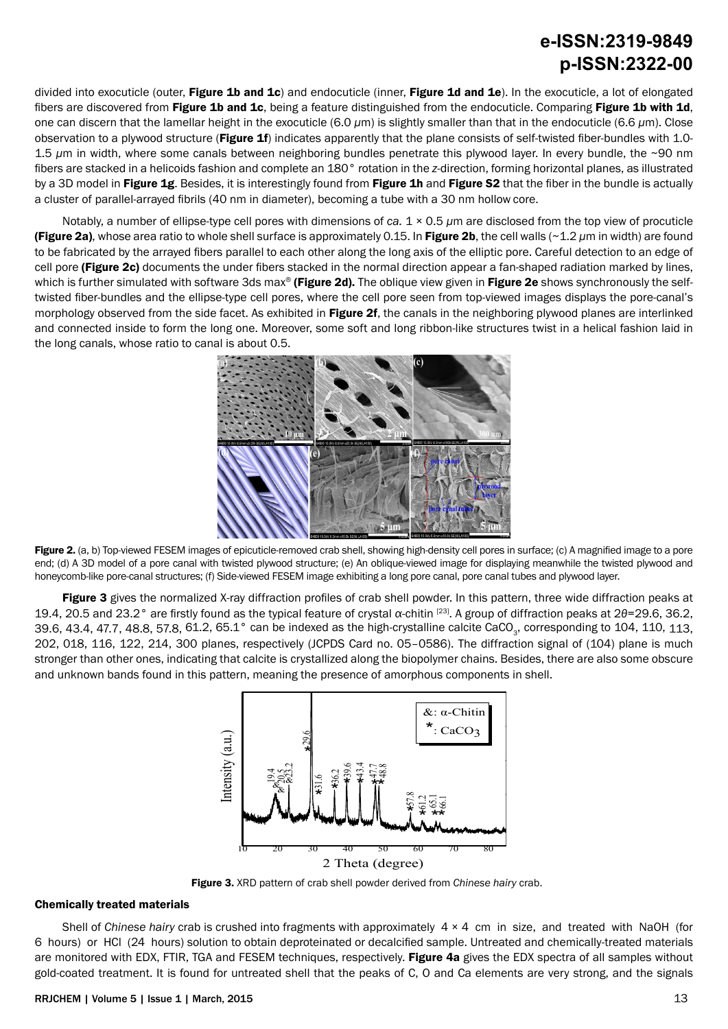divided into exocuticle (outer, **Figure 1b and 1c**) and endocuticle (inner, **Figure 1d and 1e**). In the exocuticle, a lot of elongated fibers are discovered from **Figure 1b and 1c**, being a feature distinguished from the endocuticle. Comparing **Figure 1b with 1d**, one can discern that the lamellar height in the exocuticle (6.0 *μ*m) is slightly smaller than that in the endocuticle (6.6 *μ*m). Close observation to a plywood structure (**Figure 1f**) indicates apparently that the plane consists of self-twisted fiber-bundles with 1.0-1.5 *μ*m in width, where some canals between neighboring bundles penetrate this plywood layer. In every bundle, the ~90 nm fibers are stacked in a helicoids fashion and complete an 180° rotation in the *z*-direction, forming horizontal planes, as illustrated by a 3D model in **Figure 1g**. Besides, it is interestingly found from **Figure 1h** and **Figure S2** that the fiber in the bundle is actually a cluster of parallel-arrayed fibrils (40 nm in diameter), becoming a tube with a 30 nm hollow core.

Notably, a number of ellipse-type cell pores with dimensions of *ca.* 1 × 0.5 *μ*m are disclosed from the top view of procuticle **(Figure 2a)**, whose area ratio to whole shell surface is approximately 0.15. In **Figure 2b**, the cell walls (~1.2 *μ*m in width) are found to be fabricated by the arrayed fibers parallel to each other along the long axis of the elliptic pore. Careful detection to an edge of cell pore **(Figure 2c)** documents the under fibers stacked in the normal direction appear a fan-shaped radiation marked by lines, which is further simulated with software 3ds max® **(Figure 2d).** The oblique view given in **Figure 2e** shows synchronously the self-twisted fiber-bundles and the ellipse-type cell pores, where the cell pore seen from top-viewed images displays the pore-canal's morphology observed from the side facet. As exhibited in **Figure 2f**, the canals in the neighboring plywood planes are interlinked and connected inside to form the long one. Moreover, some soft and long ribbon-like structures twist in a helical fashion laid in the long canals, whose ratio to canal is about 0.5.

**Figure 2.** (a, b) Top-viewed FESEM images of epicuticle-removed crab shell, showing high-density cell pores in surface; (c) A magnified image to a pore end; (d) A 3D model of a pore canal with twisted plywood structure; (e) An oblique-viewed image for displaying meanwhile the twisted plywood and honeycomb-like pore-canal structures; (f) Side-viewed FESEM image exhibiting a long pore canal, pore canal tubes and plywood layer.

**Figure 3** gives the normalized X-ray diffraction profiles of crab shell powder. In this pattern, three wide diffraction peaks at 19.4, 20.5 and 23.2° are firstly found as the typical feature of crystal α-chitin [23]. A group of diffraction peaks at 2*θ*=29.6, 36.2, 39.6, 43.4, 47.7, 48.8, 57.8, 61.2, 65.1° can be indexed as the high-crystalline calcite $CaCO_3$, corresponding to 104, 110, 113, 202, 018, 116, 122, 214, 300 planes, respectively (JCPDS Card no. 05–0586). The diffraction signal of (104) plane is much stronger than other ones, indicating that calcite is crystallized along the biopolymer chains. Besides, there are also some obscure and unknown bands found in this pattern, meaning the presence of amorphous components in shell.

&: α-Chitin
*: $CaCO_3$
Intensity (a.u.)
2 Theta (degree)
19.4 20.5 23.2 29.6 31.6 36.2 39.6 43.4 47.7 48.8 57.8 61.2 65.1 66.1
10 20 30 40 50 60 70 80

**Figure 3.** XRD pattern of crab shell powder derived from *Chinese hairy* crab.

### Chemically treated materials

Shell of *Chinese hairy* crab is crushed into fragments with approximately 4 × 4 cm in size, and treated with NaOH (for 6 hours) or HCl (24 hours) solution to obtain deproteinated or decalcified sample. Untreated and chemically-treated materials are monitored with EDX, FTIR, TGA and FESEM techniques, respectively. **Figure 4a** gives the EDX spectra of all samples without gold-coated treatment. It is found for untreated shell that the peaks of C, O and Ca elements are very strong, and the signals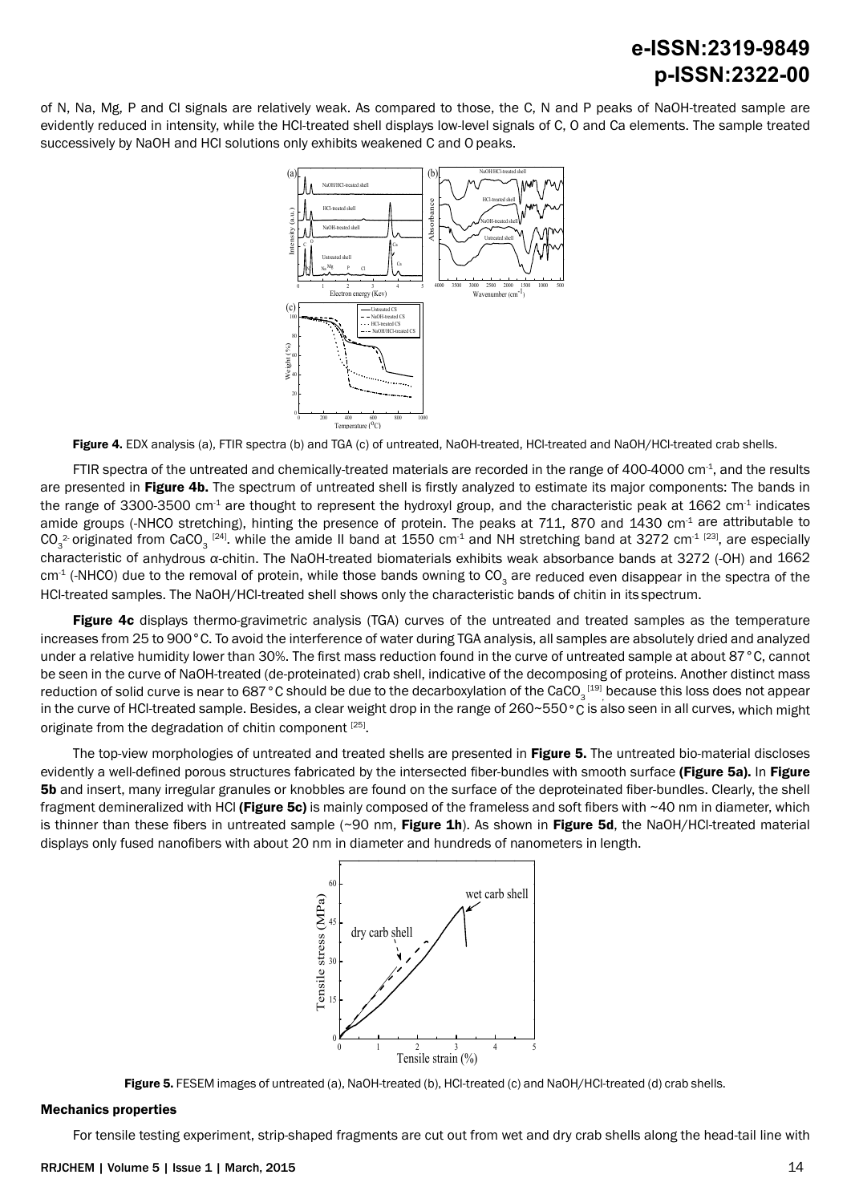of N, Na, Mg, P and Cl signals are relatively weak. As compared to those, the C, N and P peaks of NaOH-treated sample are evidently reduced in intensity, while the HCl-treated shell displays low-level signals of C, O and Ca elements. The sample treated successively by NaOH and HCl solutions only exhibits weakened C and O peaks.

(a)
NaOH/HCl-treated shell
HCl-treated shell
NaOH-treated shell
Untreated shell
C O Na Mg P Cl Ca Ca
Intensity (a.u.)
Electron energy (Kev)
0 1 2 3 4 5

(b)
NaOH/HCl-treated shell
HCl-treated shell
NaOH-treated shell
Untreated shell
Absorbance
Wavenumber (cm$^{-1}$)
4000 3500 3000 2500 2000 1500 1000 500

(c)
Untreated CS
NaOH-treated CS
HCl-treated CS
NaOH/HCl-treated CS
Weight (%)
Temperature ($^0$C)
0 200 400 600 800 1000
0 20 40 60 80 100

**Figure 4.** EDX analysis (a), FTIR spectra (b) and TGA (c) of untreated, NaOH-treated, HCl-treated and NaOH/HCl-treated crab shells.

FTIR spectra of the untreated and chemically-treated materials are recorded in the range of 400-4000 cm$^{-1}$, and the results are presented in **Figure 4b.** The spectrum of untreated shell is firstly analyzed to estimate its major components: The bands in the range of 3300-3500 cm$^{-1}$ are thought to represent the hydroxyl group, and the characteristic peak at 1662 cm$^{-1}$ indicates amide groups (-NHCO stretching), hinting the presence of protein. The peaks at 711, 870 and 1430 cm$^{-1}$ are attributable to $CO_3^{2-}$ originated from $CaCO_3$ [24]. while the amide II band at 1550 cm$^{-1}$ and NH stretching band at 3272 cm$^{-1}$ [23], are especially characteristic of anhydrous α-chitin. The NaOH-treated biomaterials exhibits weak absorbance bands at 3272 (-OH) and 1662 cm$^{-1}$ (-NHCO) due to the removal of protein, while those bands owning to $CO_3$ are reduced even disappear in the spectra of the HCl-treated samples. The NaOH/HCl-treated shell shows only the characteristic bands of chitin in its spectrum.

**Figure 4c** displays thermo-gravimetric analysis (TGA) curves of the untreated and treated samples as the temperature increases from 25 to 900 °C. To avoid the interference of water during TGA analysis, all samples are absolutely dried and analyzed under a relative humidity lower than 30%. The first mass reduction found in the curve of untreated sample at about 87 °C, cannot be seen in the curve of NaOH-treated (de-proteinated) crab shell, indicative of the decomposing of proteins. Another distinct mass reduction of solid curve is near to 687 °C should be due to the decarboxylation of the $CaCO_3$ [19] because this loss does not appear in the curve of HCl-treated sample. Besides, a clear weight drop in the range of 260~550 °C is also seen in all curves, which might originate from the degradation of chitin component [25].

The top-view morphologies of untreated and treated shells are presented in **Figure 5.** The untreated bio-material discloses evidently a well-defined porous structures fabricated by the intersected fiber-bundles with smooth surface **(Figure 5a).** In **Figure 5b** and insert, many irregular granules or knobbles are found on the surface of the deproteinated fiber-bundles. Clearly, the shell fragment demineralized with HCl **(Figure 5c)** is mainly composed of the frameless and soft fibers with ~40 nm in diameter, which is thinner than these fibers in untreated sample (~90 nm, **Figure 1h**). As shown in **Figure 5d**, the NaOH/HCl-treated material displays only fused nanofibers with about 20 nm in diameter and hundreds of nanometers in length.

wet carb shell
dry carb shell
Tensile stress (MPa)
Tensile strain (%)
0 15 30 45 60
0 1 2 3 4 5

**Figure 5.** FESEM images of untreated (a), NaOH-treated (b), HCl-treated (c) and NaOH/HCl-treated (d) crab shells.

### Mechanics properties

For tensile testing experiment, strip-shaped fragments are cut out from wet and dry crab shells along the head-tail line with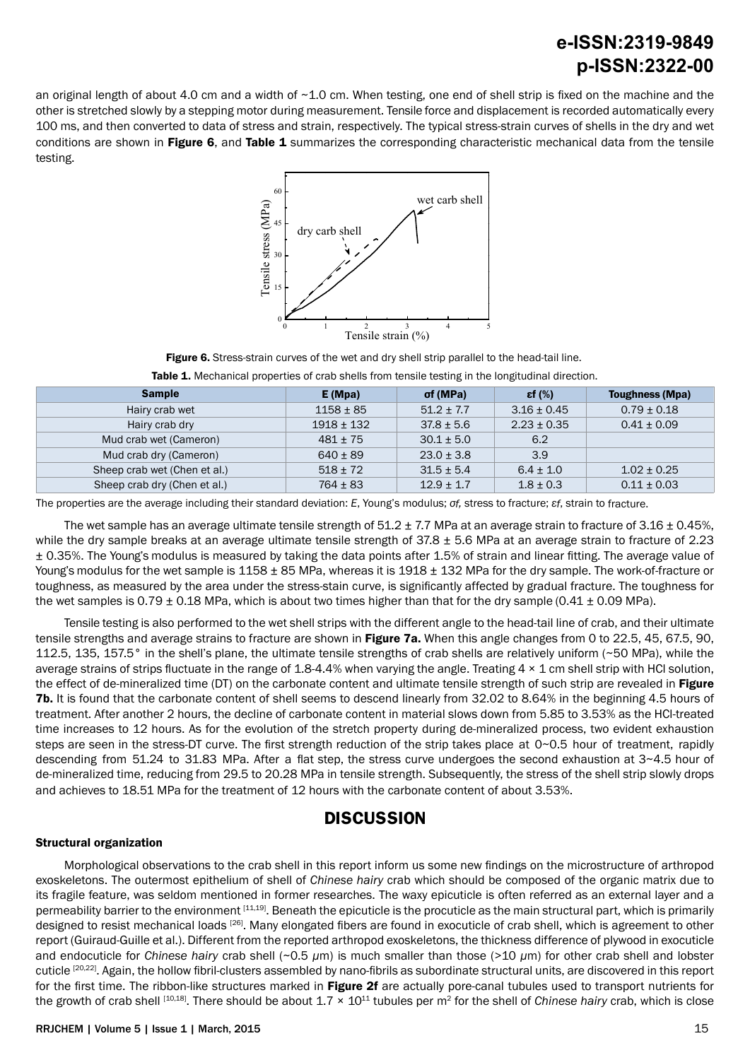an original length of about 4.0 cm and a width of ~1.0 cm. When testing, one end of shell strip is fixed on the machine and the other is stretched slowly by a stepping motor during measurement. Tensile force and displacement is recorded automatically every 100 ms, and then converted to data of stress and strain, respectively. The typical stress-strain curves of shells in the dry and wet conditions are shown in **Figure 6**, and **Table 1** summarizes the corresponding characteristic mechanical data from the tensile testing.

**Figure 6.** Stress-strain curves of the wet and dry shell strip parallel to the head-tail line.

**Table 1.** Mechanical properties of crab shells from tensile testing in the longitudinal direction.

| Sample | E (Mpa) | σf (MPa) | εf (%) | Toughness (Mpa) |
|---|---|---|---|---|
| Hairy crab wet | 1158 ± 85 | 51.2 ± 7.7 | 3.16 ± 0.45 | 0.79 ± 0.18 |
| Hairy crab dry | 1918 ± 132 | 37.8 ± 5.6 | 2.23 ± 0.35 | 0.41 ± 0.09 |
| Mud crab wet (Cameron) | 481 ± 75 | 30.1 ± 5.0 | 6.2 | |
| Mud crab dry (Cameron) | 640 ± 89 | 23.0 ± 3.8 | 3.9 | |
| Sheep crab wet (Chen et al.) | 518 ± 72 | 31.5 ± 5.4 | 6.4 ± 1.0 | 1.02 ± 0.25 |
| Sheep crab dry (Chen et al.) | 764 ± 83 | 12.9 ± 1.7 | 1.8 ± 0.3 | 0.11 ± 0.03 |

The properties are the average including their standard deviation: *E*, Young's modulus; *σf,* stress to fracture; *εf*, strain to fracture.

The wet sample has an average ultimate tensile strength of 51.2 ± 7.7 MPa at an average strain to fracture of 3.16 ± 0.45%, while the dry sample breaks at an average ultimate tensile strength of 37.8 ± 5.6 MPa at an average strain to fracture of 2.23 ± 0.35%. The Young's modulus is measured by taking the data points after 1.5% of strain and linear fitting. The average value of Young's modulus for the wet sample is 1158 ± 85 MPa, whereas it is 1918 ± 132 MPa for the dry sample. The work-of-fracture or toughness, as measured by the area under the stress-stain curve, is significantly affected by gradual fracture. The toughness for the wet samples is 0.79 ± 0.18 MPa, which is about two times higher than that for the dry sample (0.41 ± 0.09 MPa).

Tensile testing is also performed to the wet shell strips with the different angle to the head-tail line of crab, and their ultimate tensile strengths and average strains to fracture are shown in **Figure 7a.** When this angle changes from 0 to 22.5, 45, 67.5, 90, 112.5, 135, 157.5° in the shell's plane, the ultimate tensile strengths of crab shells are relatively uniform (~50 MPa), while the average strains of strips fluctuate in the range of 1.8-4.4% when varying the angle. Treating 4 × 1 cm shell strip with HCl solution, the effect of de-mineralized time (DT) on the carbonate content and ultimate tensile strength of such strip are revealed in **Figure 7b.** It is found that the carbonate content of shell seems to descend linearly from 32.02 to 8.64% in the beginning 4.5 hours of treatment. After another 2 hours, the decline of carbonate content in material slows down from 5.85 to 3.53% as the HCl-treated time increases to 12 hours. As for the evolution of the stretch property during de-mineralized process, two evident exhaustion steps are seen in the stress-DT curve. The first strength reduction of the strip takes place at 0~0.5 hour of treatment, rapidly descending from 51.24 to 31.83 MPa. After a flat step, the stress curve undergoes the second exhaustion at 3~4.5 hour of de-mineralized time, reducing from 29.5 to 20.28 MPa in tensile strength. Subsequently, the stress of the shell strip slowly drops and achieves to 18.51 MPa for the treatment of 12 hours with the carbonate content of about 3.53%.

## DISCUSSION

### Structural organization

Morphological observations to the crab shell in this report inform us some new findings on the microstructure of arthropod exoskeletons. The outermost epithelium of shell of *Chinese hairy* crab which should be composed of the organic matrix due to its fragile feature, was seldom mentioned in former researches. The waxy epicuticle is often referred as an external layer and a permeability barrier to the environment [11,19]. Beneath the epicuticle is the procuticle as the main structural part, which is primarily designed to resist mechanical loads [26]. Many elongated fibers are found in exocuticle of crab shell, which is agreement to other report (Guiraud-Guille et al.). Different from the reported arthropod exoskeletons, the thickness difference of plywood in exocuticle and endocuticle for *Chinese hairy* crab shell (~0.5 *μ*m) is much smaller than those (>10 *μ*m) for other crab shell and lobster cuticle [20,22]. Again, the hollow fibril-clusters assembled by nano-fibrils as subordinate structural units, are discovered in this report for the first time. The ribbon-like structures marked in **Figure 2f** are actually pore-canal tubules used to transport nutrients for the growth of crab shell [10,18]. There should be about $1.7 \times 10^{11}$ tubules per $m^2$ for the shell of *Chinese hairy* crab, which is close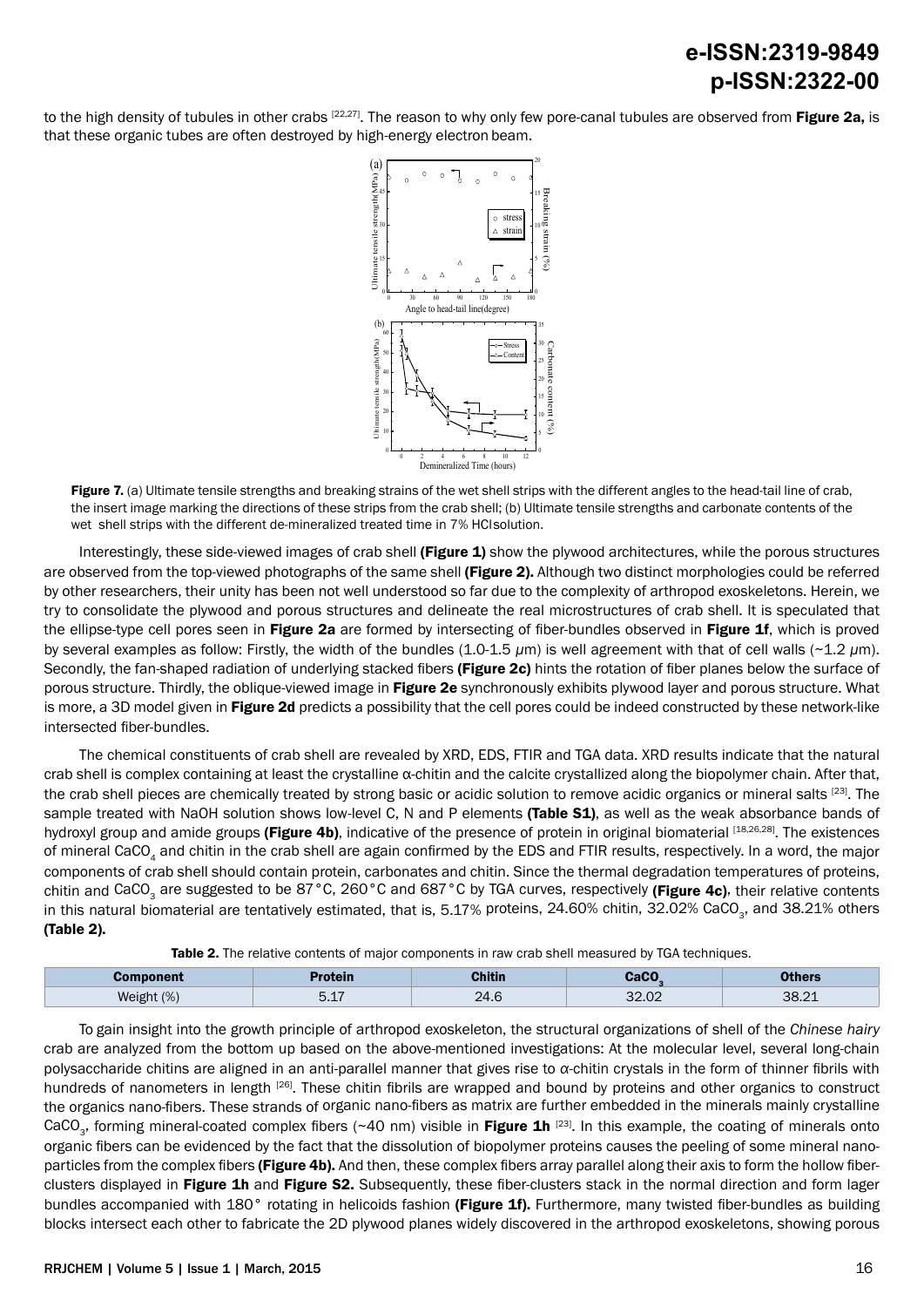to the high density of tubules in other crabs [22,27]. The reason to why only few pore-canal tubules are observed from **Figure 2a,** is that these organic tubes are often destroyed by high-energy electron beam.

(a)
Ultimate tensile strength(MPa)
Breaking strain (%)
stress
strain
Angle to head-tail line(degree)

(b)
Ultimate tensile strength(MPa)
Carbonate content (%)
Stress
Content
Demineralized Time (hours)

**Figure 7.** (a) Ultimate tensile strengths and breaking strains of the wet shell strips with the different angles to the head-tail line of crab, the insert image marking the directions of these strips from the crab shell; (b) Ultimate tensile strengths and carbonate contents of the wet shell strips with the different de-mineralized treated time in 7% HCl solution.

Interestingly, these side-viewed images of crab shell **(Figure 1)** show the plywood architectures, while the porous structures are observed from the top-viewed photographs of the same shell **(Figure 2).** Although two distinct morphologies could be referred by other researchers, their unity has been not well understood so far due to the complexity of arthropod exoskeletons. Herein, we try to consolidate the plywood and porous structures and delineate the real microstructures of crab shell. It is speculated that the ellipse-type cell pores seen in **Figure 2a** are formed by intersecting of fiber-bundles observed in **Figure 1f**, which is proved by several examples as follow: Firstly, the width of the bundles (1.0-1.5 μm) is well agreement with that of cell walls (~1.2 μm). Secondly, the fan-shaped radiation of underlying stacked fibers **(Figure 2c)** hints the rotation of fiber planes below the surface of porous structure. Thirdly, the oblique-viewed image in **Figure 2e** synchronously exhibits plywood layer and porous structure. What is more, a 3D model given in **Figure 2d** predicts a possibility that the cell pores could be indeed constructed by these network-like intersected fiber-bundles.

The chemical constituents of crab shell are revealed by XRD, EDS, FTIR and TGA data. XRD results indicate that the natural crab shell is complex containing at least the crystalline α-chitin and the calcite crystallized along the biopolymer chain. After that, the crab shell pieces are chemically treated by strong basic or acidic solution to remove acidic organics or mineral salts [23]. The sample treated with NaOH solution shows low-level C, N and P elements **(Table S1)**, as well as the weak absorbance bands of hydroxyl group and amide groups **(Figure 4b)**, indicative of the presence of protein in original biomaterial [18,26,28]. The existences of mineral $CaCO_4$ and chitin in the crab shell are again confirmed by the EDS and FTIR results, respectively. In a word, the major components of crab shell should contain protein, carbonates and chitin. Since the thermal degradation temperatures of proteins, chitin and $CaCO_3$ are suggested to be 87°C, 260°C and 687°C by TGA curves, respectively **(Figure 4c)**, their relative contents in this natural biomaterial are tentatively estimated, that is, 5.17% proteins, 24.60% chitin, 32.02% $CaCO_3$, and 38.21% others **(Table 2).**

**Table 2.** The relative contents of major components in raw crab shell measured by TGA techniques.

| Component | Protein | Chitin | $CaCO_3$ | Others |
|---|---|---|---|---|
| Weight (%) | 5.17 | 24.6 | 32.02 | 38.21 |

To gain insight into the growth principle of arthropod exoskeleton, the structural organizations of shell of the *Chinese hairy* crab are analyzed from the bottom up based on the above-mentioned investigations: At the molecular level, several long-chain polysaccharide chitins are aligned in an anti-parallel manner that gives rise to α-chitin crystals in the form of thinner fibrils with hundreds of nanometers in length [26]. These chitin fibrils are wrapped and bound by proteins and other organics to construct the organics nano-fibers. These strands of organic nano-fibers as matrix are further embedded in the minerals mainly crystalline $CaCO_3$, forming mineral-coated complex fibers (~40 nm) visible in **Figure 1h** [23]. In this example, the coating of minerals onto organic fibers can be evidenced by the fact that the dissolution of biopolymer proteins causes the peeling of some mineral nano-particles from the complex fibers **(Figure 4b).** And then, these complex fibers array parallel along their axis to form the hollow fiber-clusters displayed in **Figure 1h** and **Figure S2.** Subsequently, these fiber-clusters stack in the normal direction and form lager bundles accompanied with 180° rotating in helicoids fashion **(Figure 1f).** Furthermore, many twisted fiber-bundles as building blocks intersect each other to fabricate the 2D plywood planes widely discovered in the arthropod exoskeletons, showing porous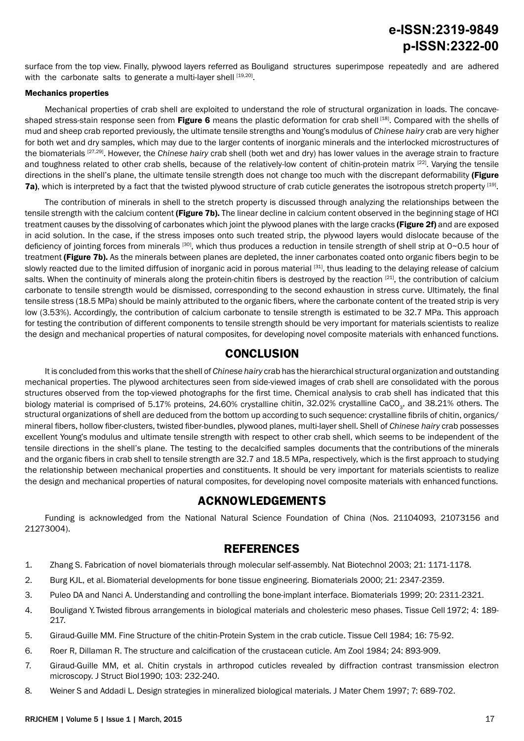surface from the top view. Finally, plywood layers referred as Bouligand structures superimpose repeatedly and are adhered with the carbonate salts to generate a multi-layer shell [19,20].

#### Mechanics properties

Mechanical properties of crab shell are exploited to understand the role of structural organization in loads. The concave-shaped stress-stain response seen from **Figure 6** means the plastic deformation for crab shell [18]. Compared with the shells of mud and sheep crab reported previously, the ultimate tensile strengths and Young's modulus of *Chinese hairy* crab are very higher for both wet and dry samples, which may due to the larger contents of inorganic minerals and the interlocked microstructures of the biomaterials [27,29]. However, the *Chinese hairy* crab shell (both wet and dry) has lower values in the average strain to fracture and toughness related to other crab shells, because of the relatively-low content of chitin-protein matrix [22]. Varying the tensile directions in the shell's plane, the ultimate tensile strength does not change too much with the discrepant deformability **(Figure 7a)**, which is interpreted by a fact that the twisted plywood structure of crab cuticle generates the isotropous stretch property [19].

The contribution of minerals in shell to the stretch property is discussed through analyzing the relationships between the tensile strength with the calcium content **(Figure 7b).** The linear decline in calcium content observed in the beginning stage of HCl treatment causes by the dissolving of carbonates which joint the plywood planes with the large cracks **(Figure 2f)** and are exposed in acid solution. In the case, if the stress imposes onto such treated strip, the plywood layers would dislocate because of the deficiency of jointing forces from minerals [30], which thus produces a reduction in tensile strength of shell strip at 0~0.5 hour of treatment **(Figure 7b).** As the minerals between planes are depleted, the inner carbonates coated onto organic fibers begin to be slowly reacted due to the limited diffusion of inorganic acid in porous material [31], thus leading to the delaying release of calcium salts. When the continuity of minerals along the protein-chitin fibers is destroyed by the reaction [21], the contribution of calcium carbonate to tensile strength would be dismissed, corresponding to the second exhaustion in stress curve. Ultimately, the final tensile stress (18.5 MPa) should be mainly attributed to the organic fibers, where the carbonate content of the treated strip is very low (3.53%). Accordingly, the contribution of calcium carbonate to tensile strength is estimated to be 32.7 MPa. This approach for testing the contribution of different components to tensile strength should be very important for materials scientists to realize the design and mechanical properties of natural composites, for developing novel composite materials with enhanced functions.

## CONCLUSION

It is concluded from this works that the shell of *Chinese hairy* crab has the hierarchical structural organization and outstanding mechanical properties. The plywood architectures seen from side-viewed images of crab shell are consolidated with the porous structures observed from the top-viewed photographs for the first time. Chemical analysis to crab shell has indicated that this biology material is comprised of 5.17% proteins, 24.60% crystalline chitin, 32.02% crystalline $CaCO_3$, and 38.21% others. The structural organizations of shell are deduced from the bottom up according to such sequence: crystalline fibrils of chitin, organics/mineral fibers, hollow fiber-clusters, twisted fiber-bundles, plywood planes, multi-layer shell. Shell of *Chinese hairy* crab possesses excellent Young's modulus and ultimate tensile strength with respect to other crab shell, which seems to be independent of the tensile directions in the shell's plane. The testing to the decalcified samples documents that the contributions of the minerals and the organic fibers in crab shell to tensile strength are 32.7 and 18.5 MPa, respectively, which is the first approach to studying the relationship between mechanical properties and constituents. It should be very important for materials scientists to realize the design and mechanical properties of natural composites, for developing novel composite materials with enhanced functions.

## ACKNOWLEDGEMENTS

Funding is acknowledged from the National Natural Science Foundation of China (Nos. 21104093, 21073156 and 21273004).

## REFERENCES

1. Zhang S. Fabrication of novel biomaterials through molecular self-assembly. Nat Biotechnol 2003; 21: 1171-1178.
2. Burg KJL, et al. Biomaterial developments for bone tissue engineering. Biomaterials 2000; 21: 2347-2359.
3. Puleo DA and Nanci A. Understanding and controlling the bone-implant interface. Biomaterials 1999; 20: 2311-2321.
4. Bouligand Y. Twisted fibrous arrangements in biological materials and cholesteric meso phases. Tissue Cell 1972; 4: 189-217.
5. Giraud-Guille MM. Fine Structure of the chitin-Protein System in the crab cuticle. Tissue Cell 1984; 16: 75-92.
6. Roer R, Dillaman R. The structure and calcification of the crustacean cuticle. Am Zool 1984; 24: 893-909.
7. Giraud-Guille MM, et al. Chitin crystals in arthropod cuticles revealed by diffraction contrast transmission electron microscopy. J Struct Biol 1990; 103: 232-240.
8. Weiner S and Addadi L. Design strategies in mineralized biological materials. J Mater Chem 1997; 7: 689-702.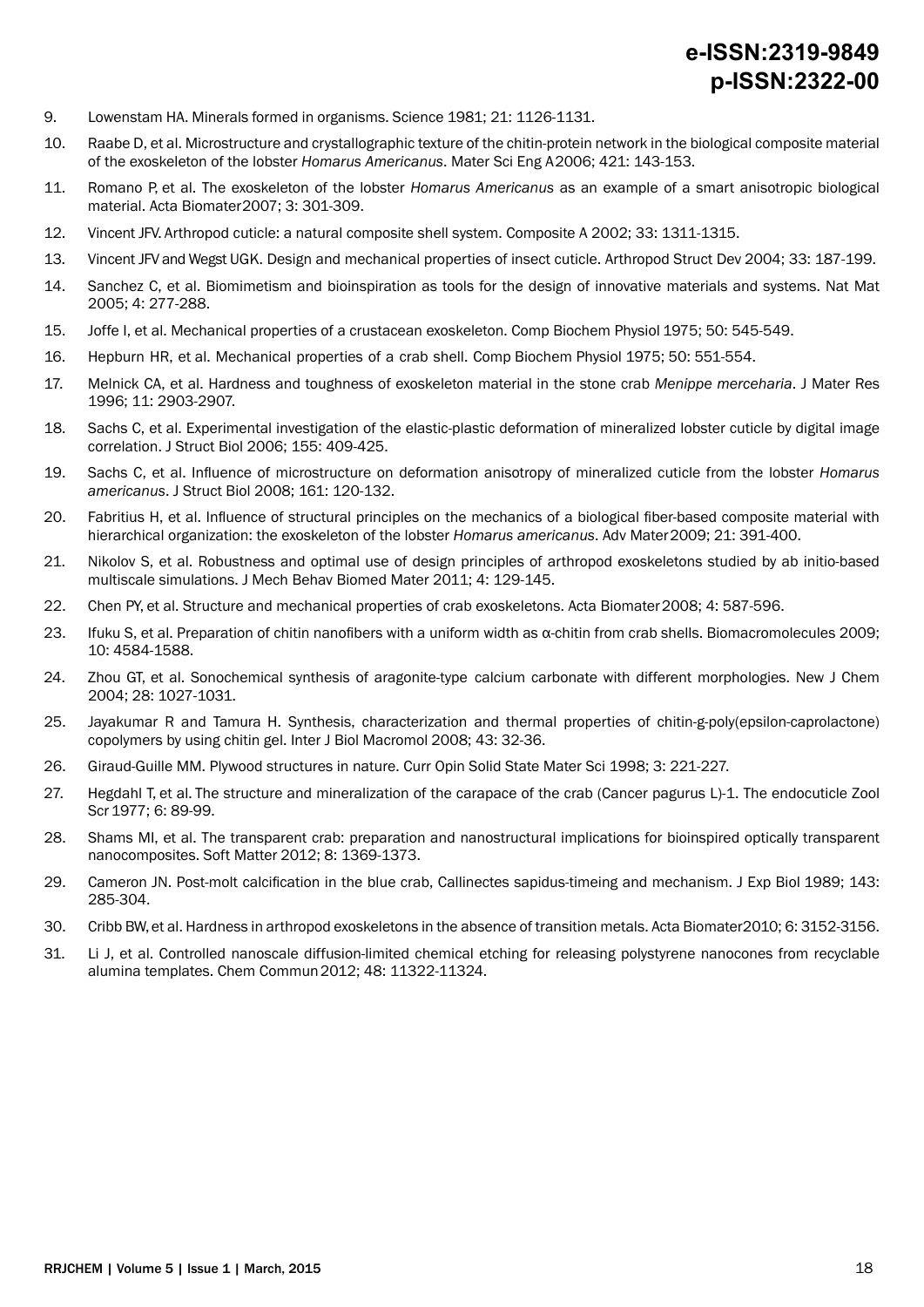9. Lowenstam HA. Minerals formed in organisms. Science 1981; 21: 1126-1131.
10. Raabe D, et al. Microstructure and crystallographic texture of the chitin-protein network in the biological composite material of the exoskeleton of the lobster *Homarus Americanus*. Mater Sci Eng A 2006; 421: 143-153.
11. Romano P, et al. The exoskeleton of the lobster *Homarus Americanus* as an example of a smart anisotropic biological material. Acta Biomater 2007; 3: 301-309.
12. Vincent JFV. Arthropod cuticle: a natural composite shell system. Composite A 2002; 33: 1311-1315.
13. Vincent JFV and Wegst UGK. Design and mechanical properties of insect cuticle. Arthropod Struct Dev 2004; 33: 187-199.
14. Sanchez C, et al. Biomimetism and bioinspiration as tools for the design of innovative materials and systems. Nat Mat 2005; 4: 277-288.
15. Joffe I, et al. Mechanical properties of a crustacean exoskeleton. Comp Biochem Physiol 1975; 50: 545-549.
16. Hepburn HR, et al. Mechanical properties of a crab shell. Comp Biochem Physiol 1975; 50: 551-554.
17. Melnick CA, et al. Hardness and toughness of exoskeleton material in the stone crab *Menippe merceharia*. J Mater Res 1996; 11: 2903-2907.
18. Sachs C, et al. Experimental investigation of the elastic-plastic deformation of mineralized lobster cuticle by digital image correlation. J Struct Biol 2006; 155: 409-425.
19. Sachs C, et al. Influence of microstructure on deformation anisotropy of mineralized cuticle from the lobster *Homarus americanus*. J Struct Biol 2008; 161: 120-132.
20. Fabritius H, et al. Influence of structural principles on the mechanics of a biological fiber-based composite material with hierarchical organization: the exoskeleton of the lobster *Homarus americanus*. Adv Mater 2009; 21: 391-400.
21. Nikolov S, et al. Robustness and optimal use of design principles of arthropod exoskeletons studied by ab initio-based multiscale simulations. J Mech Behav Biomed Mater 2011; 4: 129-145.
22. Chen PY, et al. Structure and mechanical properties of crab exoskeletons. Acta Biomater 2008; 4: 587-596.
23. Ifuku S, et al. Preparation of chitin nanofibers with a uniform width as α-chitin from crab shells. Biomacromolecules 2009; 10: 4584-1588.
24. Zhou GT, et al. Sonochemical synthesis of aragonite-type calcium carbonate with different morphologies. New J Chem 2004; 28: 1027-1031.
25. Jayakumar R and Tamura H. Synthesis, characterization and thermal properties of chitin-g-poly(epsilon-caprolactone) copolymers by using chitin gel. Inter J Biol Macromol 2008; 43: 32-36.
26. Giraud-Guille MM. Plywood structures in nature. Curr Opin Solid State Mater Sci 1998; 3: 221-227.
27. Hegdahl T, et al. The structure and mineralization of the carapace of the crab (Cancer pagurus L)-1. The endocuticle Zool Scr 1977; 6: 89-99.
28. Shams MI, et al. The transparent crab: preparation and nanostructural implications for bioinspired optically transparent nanocomposites. Soft Matter 2012; 8: 1369-1373.
29. Cameron JN. Post-molt calcification in the blue crab, Callinectes sapidus-timeing and mechanism. J Exp Biol 1989; 143: 285-304.
30. Cribb BW, et al. Hardness in arthropod exoskeletons in the absence of transition metals. Acta Biomater 2010; 6: 3152-3156.
31. Li J, et al. Controlled nanoscale diffusion-limited chemical etching for releasing polystyrene nanocones from recyclable alumina templates. Chem Commun 2012; 48: 11322-11324.